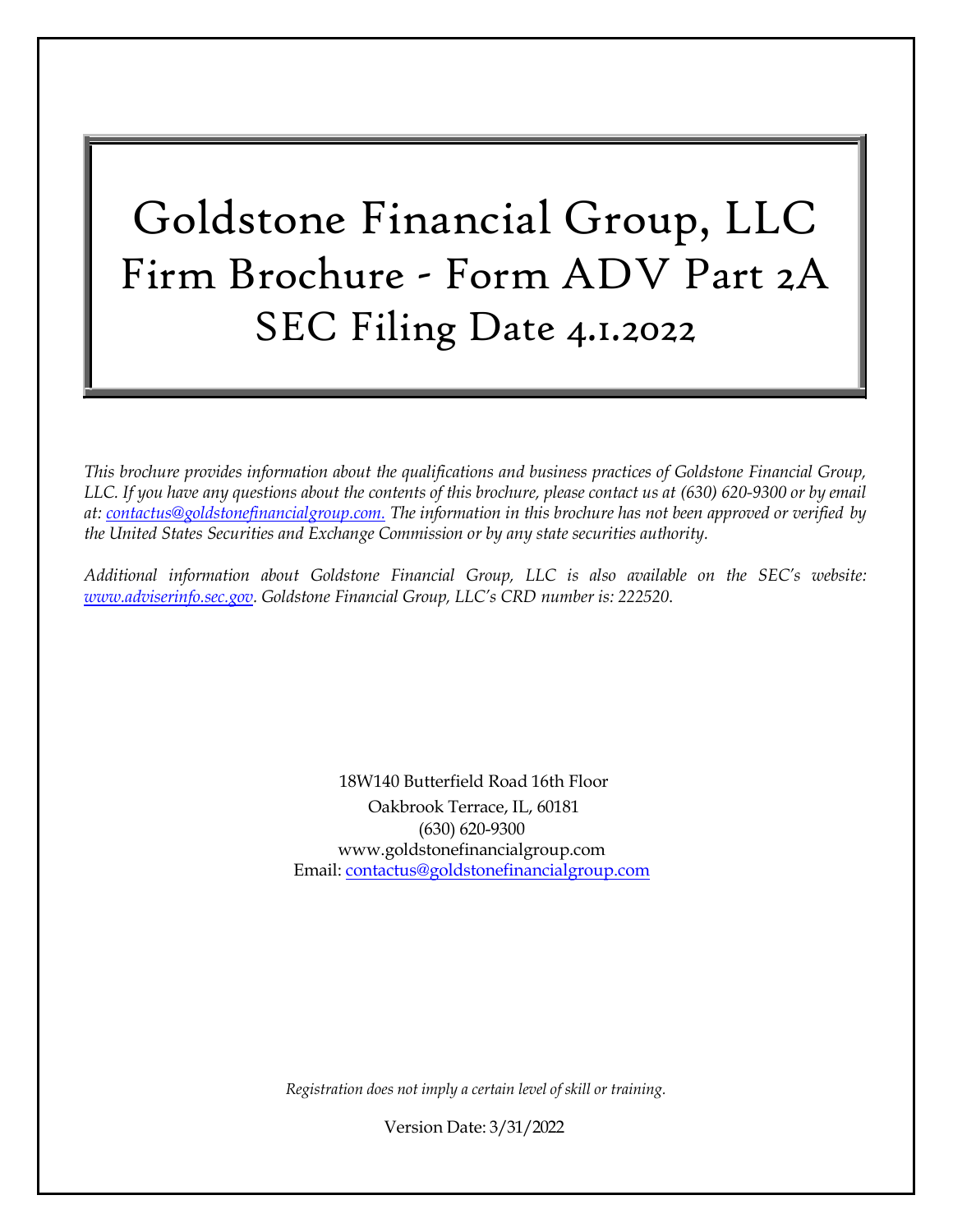# Goldstone Financial Group, LLC
# Firm Brochure - Form ADV Part 2A
## SEC Filing Date 4.1.2022

*This brochure provides information about the qualifications and business practices of Goldstone Financial Group, LLC. If you have any questions about the contents of this brochure, please contact us at (630) 620-9300 or by email at: contactus@goldstonefinancialgroup.com. The information in this brochure has not been approved or verified by the United States Securities and Exchange Commission or by any state securities authority.*

*Additional information about Goldstone Financial Group, LLC is also available on the SEC's website: www.adviserinfo.sec.gov. Goldstone Financial Group, LLC's CRD number is: 222520.*

18W140 Butterfield Road 16th Floor
Oakbrook Terrace, IL, 60181
(630) 620-9300
www.goldstonefinancialgroup.com
Email: contactus@goldstonefinancialgroup.com

*Registration does not imply a certain level of skill or training.*

Version Date: 3/31/2022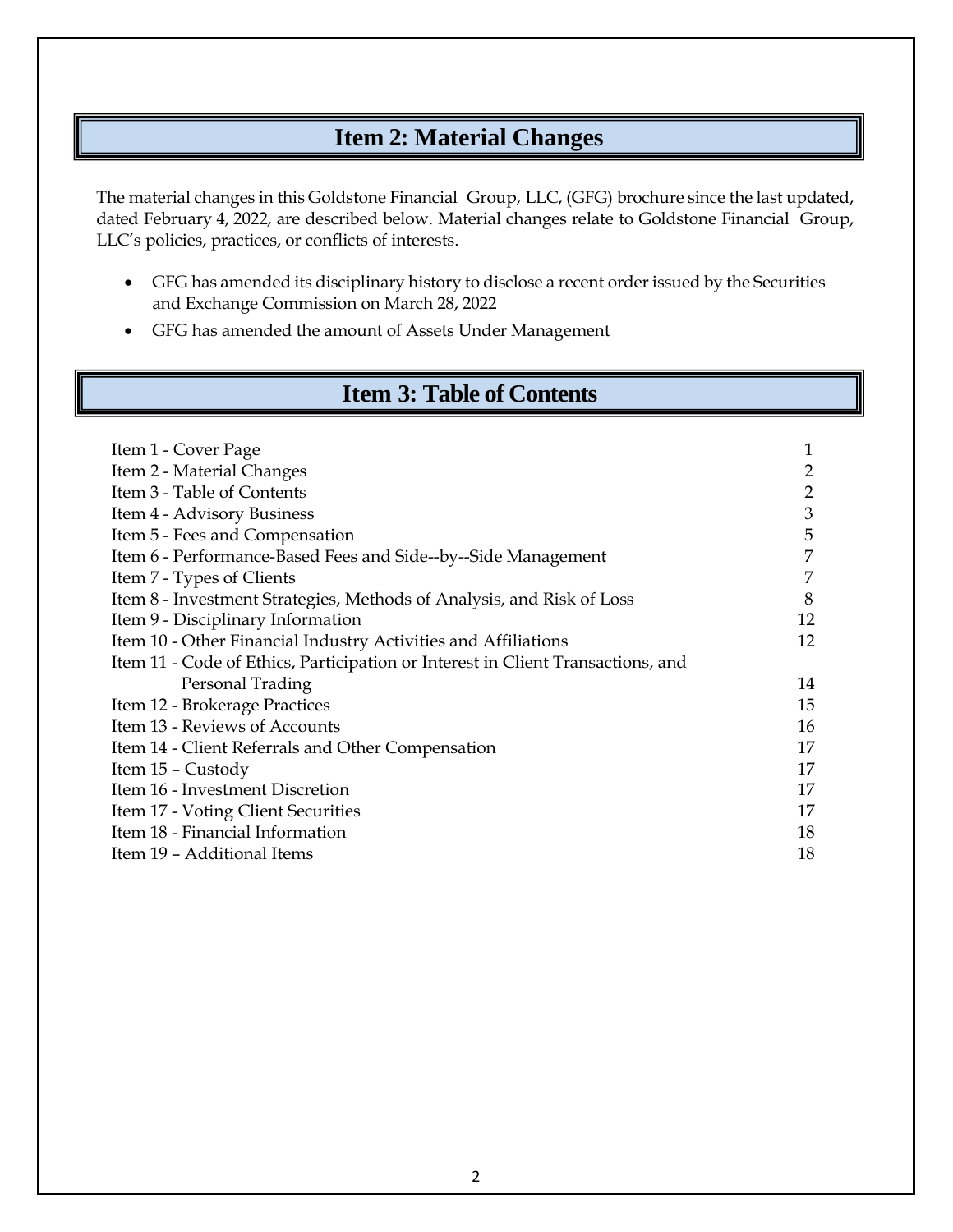## Item 2: Material Changes

The material changes in this Goldstone Financial Group, LLC, (GFG) brochure since the last updated, dated February 4, 2022, are described below. Material changes relate to Goldstone Financial Group, LLC's policies, practices, or conflicts of interests.

- GFG has amended its disciplinary history to disclose a recent order issued by the Securities and Exchange Commission on March 28, 2022
- GFG has amended the amount of Assets Under Management

## Item 3: Table of Contents

| | |
|---|---|
| Item 1 - Cover Page | 1 |
| Item 2 - Material Changes | 2 |
| Item 3 - Table of Contents | 2 |
| Item 4 - Advisory Business | 3 |
| Item 5 - Fees and Compensation | 5 |
| Item 6 - Performance-Based Fees and Side--by--Side Management | 7 |
| Item 7 - Types of Clients | 7 |
| Item 8 - Investment Strategies, Methods of Analysis, and Risk of Loss | 8 |
| Item 9 - Disciplinary Information | 12 |
| Item 10 - Other Financial Industry Activities and Affiliations | 12 |
| Item 11 - Code of Ethics, Participation or Interest in Client Transactions, and Personal Trading | 14 |
| Item 12 - Brokerage Practices | 15 |
| Item 13 - Reviews of Accounts | 16 |
| Item 14 - Client Referrals and Other Compensation | 17 |
| Item 15 – Custody | 17 |
| Item 16 - Investment Discretion | 17 |
| Item 17 - Voting Client Securities | 17 |
| Item 18 - Financial Information | 18 |
| Item 19 – Additional Items | 18 |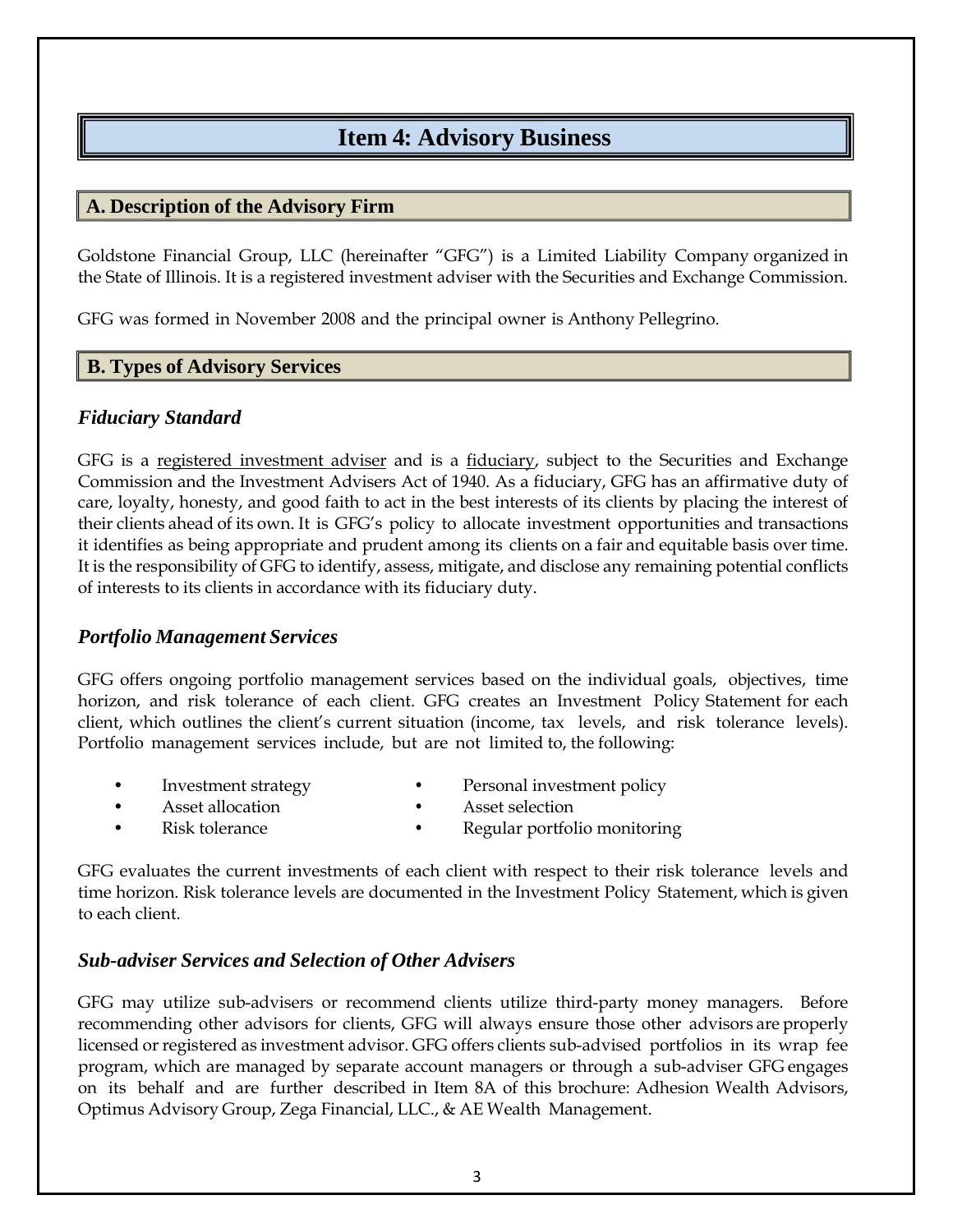# Item 4: Advisory Business

## A. Description of the Advisory Firm

Goldstone Financial Group, LLC (hereinafter "GFG") is a Limited Liability Company organized in the State of Illinois. It is a registered investment adviser with the Securities and Exchange Commission.

GFG was formed in November 2008 and the principal owner is Anthony Pellegrino.

## B. Types of Advisory Services

### *Fiduciary Standard*

GFG is a registered investment adviser and is a fiduciary, subject to the Securities and Exchange Commission and the Investment Advisers Act of 1940. As a fiduciary, GFG has an affirmative duty of care, loyalty, honesty, and good faith to act in the best interests of its clients by placing the interest of their clients ahead of its own. It is GFG's policy to allocate investment opportunities and transactions it identifies as being appropriate and prudent among its clients on a fair and equitable basis over time. It is the responsibility of GFG to identify, assess, mitigate, and disclose any remaining potential conflicts of interests to its clients in accordance with its fiduciary duty.

### *Portfolio Management Services*

GFG offers ongoing portfolio management services based on the individual goals, objectives, time horizon, and risk tolerance of each client. GFG creates an Investment Policy Statement for each client, which outlines the client's current situation (income, tax levels, and risk tolerance levels). Portfolio management services include, but are not limited to, the following:

- Investment strategy
- Asset allocation
- Risk tolerance
- Personal investment policy
- Asset selection
- Regular portfolio monitoring

GFG evaluates the current investments of each client with respect to their risk tolerance levels and time horizon. Risk tolerance levels are documented in the Investment Policy Statement, which is given to each client.

### *Sub-adviser Services and Selection of Other Advisers*

GFG may utilize sub-advisers or recommend clients utilize third-party money managers. Before recommending other advisors for clients, GFG will always ensure those other advisors are properly licensed or registered as investment advisor. GFG offers clients sub-advised portfolios in its wrap fee program, which are managed by separate account managers or through a sub-adviser GFG engages on its behalf and are further described in Item 8A of this brochure: Adhesion Wealth Advisors, Optimus Advisory Group, Zega Financial, LLC., & AE Wealth Management.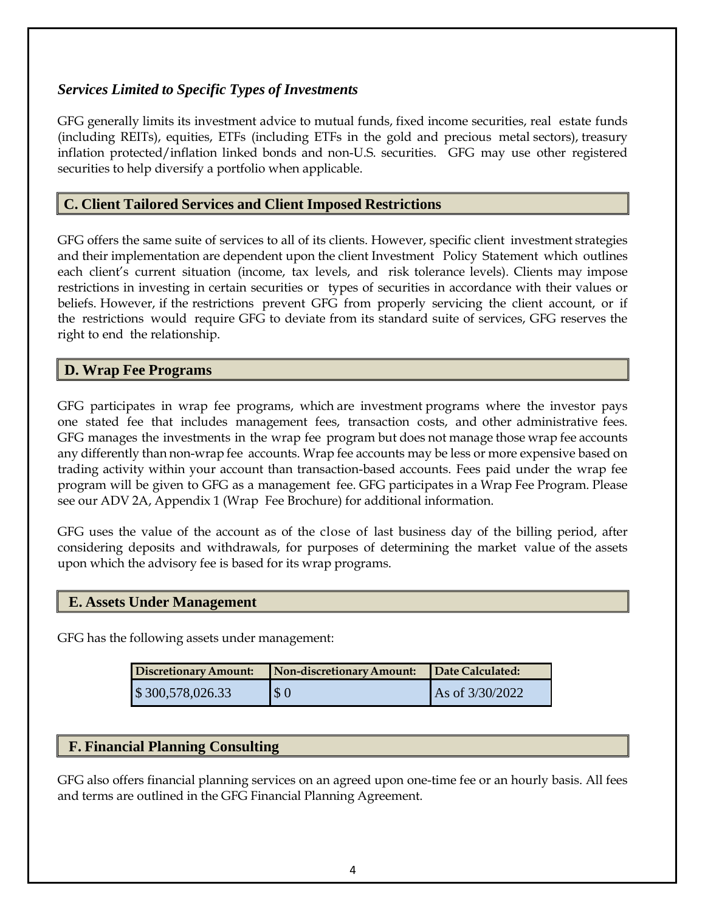### *Services Limited to Specific Types of Investments*

GFG generally limits its investment advice to mutual funds, fixed income securities, real estate funds (including REITs), equities, ETFs (including ETFs in the gold and precious metal sectors), treasury inflation protected/inflation linked bonds and non-U.S. securities. GFG may use other registered securities to help diversify a portfolio when applicable.

## C. Client Tailored Services and Client Imposed Restrictions

GFG offers the same suite of services to all of its clients. However, specific client investment strategies and their implementation are dependent upon the client Investment Policy Statement which outlines each client's current situation (income, tax levels, and risk tolerance levels). Clients may impose restrictions in investing in certain securities or types of securities in accordance with their values or beliefs. However, if the restrictions prevent GFG from properly servicing the client account, or if the restrictions would require GFG to deviate from its standard suite of services, GFG reserves the right to end the relationship.

## D. Wrap Fee Programs

GFG participates in wrap fee programs, which are investment programs where the investor pays one stated fee that includes management fees, transaction costs, and other administrative fees. GFG manages the investments in the wrap fee program but does not manage those wrap fee accounts any differently than non-wrap fee accounts. Wrap fee accounts may be less or more expensive based on trading activity within your account than transaction-based accounts. Fees paid under the wrap fee program will be given to GFG as a management fee. GFG participates in a Wrap Fee Program. Please see our ADV 2A, Appendix 1 (Wrap Fee Brochure) for additional information.

GFG uses the value of the account as of the close of last business day of the billing period, after considering deposits and withdrawals, for purposes of determining the market value of the assets upon which the advisory fee is based for its wrap programs.

## E. Assets Under Management

GFG has the following assets under management:

| Discretionary Amount: | Non-discretionary Amount: | Date Calculated: |
|---|---|---|
| $ 300,578,026.33 | $ 0 | As of 3/30/2022 |

## F. Financial Planning Consulting

GFG also offers financial planning services on an agreed upon one-time fee or an hourly basis. All fees and terms are outlined in the GFG Financial Planning Agreement.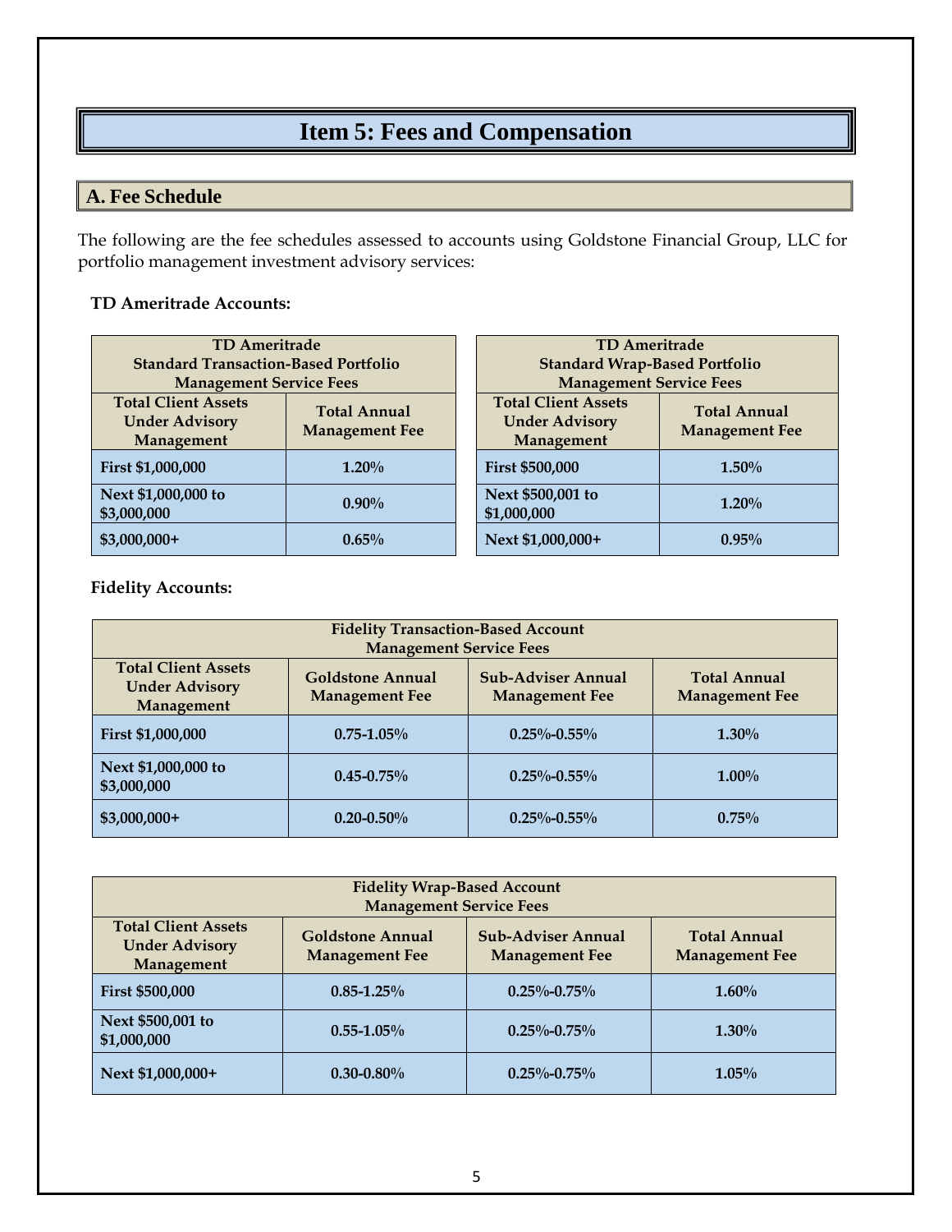# Item 5: Fees and Compensation

## A. Fee Schedule

The following are the fee schedules assessed to accounts using Goldstone Financial Group, LLC for portfolio management investment advisory services:

**TD Ameritrade Accounts:**

| TD Ameritrade Standard Transaction-Based Portfolio Management Service Fees | |
|---|---|
| **Total Client Assets Under Advisory Management** | **Total Annual Management Fee** |
| **First $1,000,000** | **1.20%** |
| **Next $1,000,000 to $3,000,000** | **0.90%** |
| **$3,000,000+** | **0.65%** |

| TD Ameritrade Standard Wrap-Based Portfolio Management Service Fees | |
|---|---|
| **Total Client Assets Under Advisory Management** | **Total Annual Management Fee** |
| **First $500,000** | **1.50%** |
| **Next $500,001 to $1,000,000** | **1.20%** |
| **Next $1,000,000+** | **0.95%** |

**Fidelity Accounts:**

| Fidelity Transaction-Based Account Management Service Fees | | | |
|---|---|---|---|
| **Total Client Assets Under Advisory Management** | **Goldstone Annual Management Fee** | **Sub-Adviser Annual Management Fee** | **Total Annual Management Fee** |
| **First $1,000,000** | **0.75-1.05%** | **0.25%-0.55%** | **1.30%** |
| **Next $1,000,000 to $3,000,000** | **0.45-0.75%** | **0.25%-0.55%** | **1.00%** |
| **$3,000,000+** | **0.20-0.50%** | **0.25%-0.55%** | **0.75%** |

| Fidelity Wrap-Based Account Management Service Fees | | | |
|---|---|---|---|
| **Total Client Assets Under Advisory Management** | **Goldstone Annual Management Fee** | **Sub-Adviser Annual Management Fee** | **Total Annual Management Fee** |
| **First $500,000** | **0.85-1.25%** | **0.25%-0.75%** | **1.60%** |
| **Next $500,001 to $1,000,000** | **0.55-1.05%** | **0.25%-0.75%** | **1.30%** |
| **Next $1,000,000+** | **0.30-0.80%** | **0.25%-0.75%** | **1.05%** |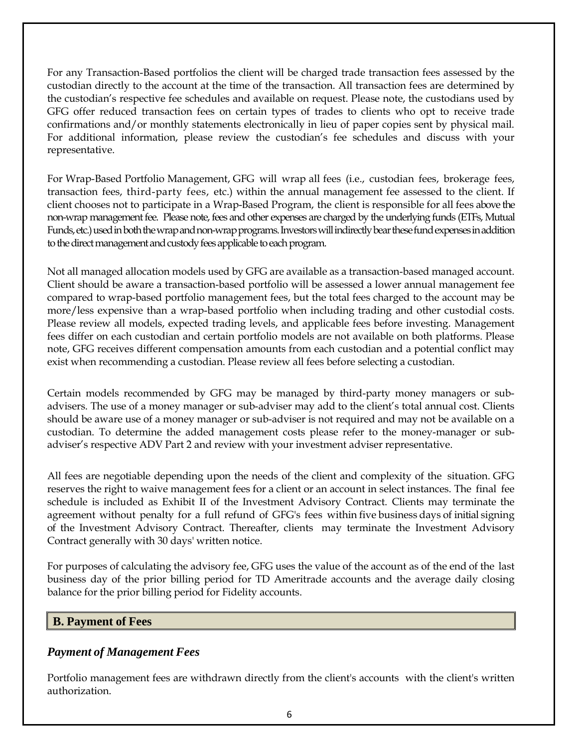For any Transaction-Based portfolios the client will be charged trade transaction fees assessed by the custodian directly to the account at the time of the transaction. All transaction fees are determined by the custodian's respective fee schedules and available on request. Please note, the custodians used by GFG offer reduced transaction fees on certain types of trades to clients who opt to receive trade confirmations and/or monthly statements electronically in lieu of paper copies sent by physical mail. For additional information, please review the custodian's fee schedules and discuss with your representative.

For Wrap-Based Portfolio Management, GFG will wrap all fees (i.e., custodian fees, brokerage fees, transaction fees, third-party fees, etc.) within the annual management fee assessed to the client. If client chooses not to participate in a Wrap-Based Program, the client is responsible for all fees above the non-wrap management fee. Please note, fees and other expenses are charged by the underlying funds (ETFs, Mutual Funds, etc.) used in both the wrap and non-wrap programs. Investors will indirectly bear these fund expenses in addition to the direct management and custody fees applicable to each program.

Not all managed allocation models used by GFG are available as a transaction-based managed account. Client should be aware a transaction-based portfolio will be assessed a lower annual management fee compared to wrap-based portfolio management fees, but the total fees charged to the account may be more/less expensive than a wrap-based portfolio when including trading and other custodial costs. Please review all models, expected trading levels, and applicable fees before investing. Management fees differ on each custodian and certain portfolio models are not available on both platforms. Please note, GFG receives different compensation amounts from each custodian and a potential conflict may exist when recommending a custodian. Please review all fees before selecting a custodian.

Certain models recommended by GFG may be managed by third-party money managers or sub-advisers. The use of a money manager or sub-adviser may add to the client's total annual cost. Clients should be aware use of a money manager or sub-adviser is not required and may not be available on a custodian. To determine the added management costs please refer to the money-manager or sub-adviser's respective ADV Part 2 and review with your investment adviser representative.

All fees are negotiable depending upon the needs of the client and complexity of the situation. GFG reserves the right to waive management fees for a client or an account in select instances. The final fee schedule is included as Exhibit II of the Investment Advisory Contract. Clients may terminate the agreement without penalty for a full refund of GFG's fees within five business days of initial signing of the Investment Advisory Contract. Thereafter, clients may terminate the Investment Advisory Contract generally with 30 days' written notice.

For purposes of calculating the advisory fee, GFG uses the value of the account as of the end of the last business day of the prior billing period for TD Ameritrade accounts and the average daily closing balance for the prior billing period for Fidelity accounts.

## B. Payment of Fees

### *Payment of Management Fees*

Portfolio management fees are withdrawn directly from the client's accounts with the client's written authorization.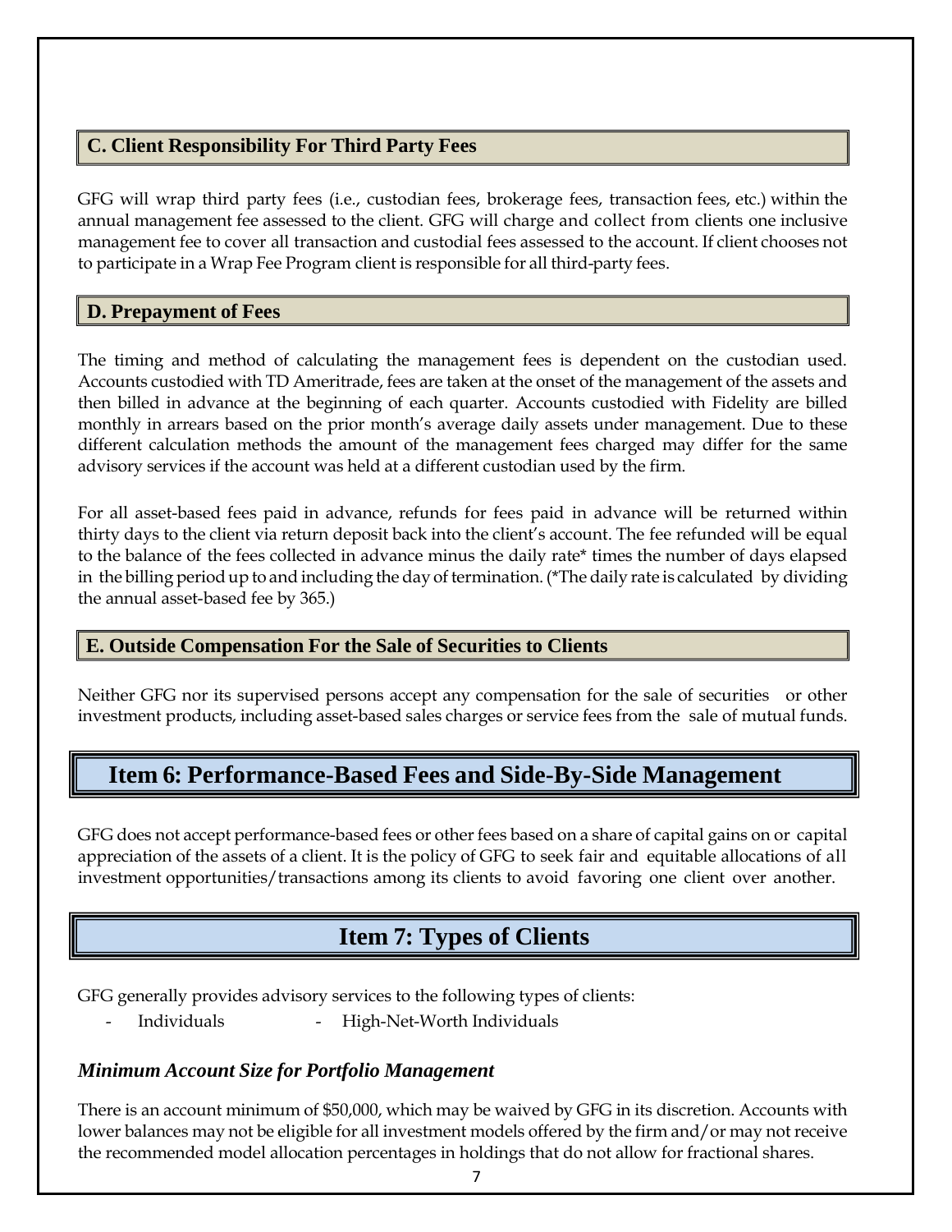### C. Client Responsibility For Third Party Fees

GFG will wrap third party fees (i.e., custodian fees, brokerage fees, transaction fees, etc.) within the annual management fee assessed to the client. GFG will charge and collect from clients one inclusive management fee to cover all transaction and custodial fees assessed to the account. If client chooses not to participate in a Wrap Fee Program client is responsible for all third-party fees.

### D. Prepayment of Fees

The timing and method of calculating the management fees is dependent on the custodian used. Accounts custodied with TD Ameritrade, fees are taken at the onset of the management of the assets and then billed in advance at the beginning of each quarter. Accounts custodied with Fidelity are billed monthly in arrears based on the prior month's average daily assets under management. Due to these different calculation methods the amount of the management fees charged may differ for the same advisory services if the account was held at a different custodian used by the firm.

For all asset-based fees paid in advance, refunds for fees paid in advance will be returned within thirty days to the client via return deposit back into the client's account. The fee refunded will be equal to the balance of the fees collected in advance minus the daily rate* times the number of days elapsed in the billing period up to and including the day of termination. (*The daily rate is calculated by dividing the annual asset-based fee by 365.)

### E. Outside Compensation For the Sale of Securities to Clients

Neither GFG nor its supervised persons accept any compensation for the sale of securities or other investment products, including asset-based sales charges or service fees from the sale of mutual funds.

## Item 6: Performance-Based Fees and Side-By-Side Management

GFG does not accept performance-based fees or other fees based on a share of capital gains on or capital appreciation of the assets of a client. It is the policy of GFG to seek fair and equitable allocations of all investment opportunities/transactions among its clients to avoid favoring one client over another.

## Item 7: Types of Clients

GFG generally provides advisory services to the following types of clients:

- Individuals
- High-Net-Worth Individuals

### *Minimum Account Size for Portfolio Management*

There is an account minimum of $50,000, which may be waived by GFG in its discretion. Accounts with lower balances may not be eligible for all investment models offered by the firm and/or may not receive the recommended model allocation percentages in holdings that do not allow for fractional shares.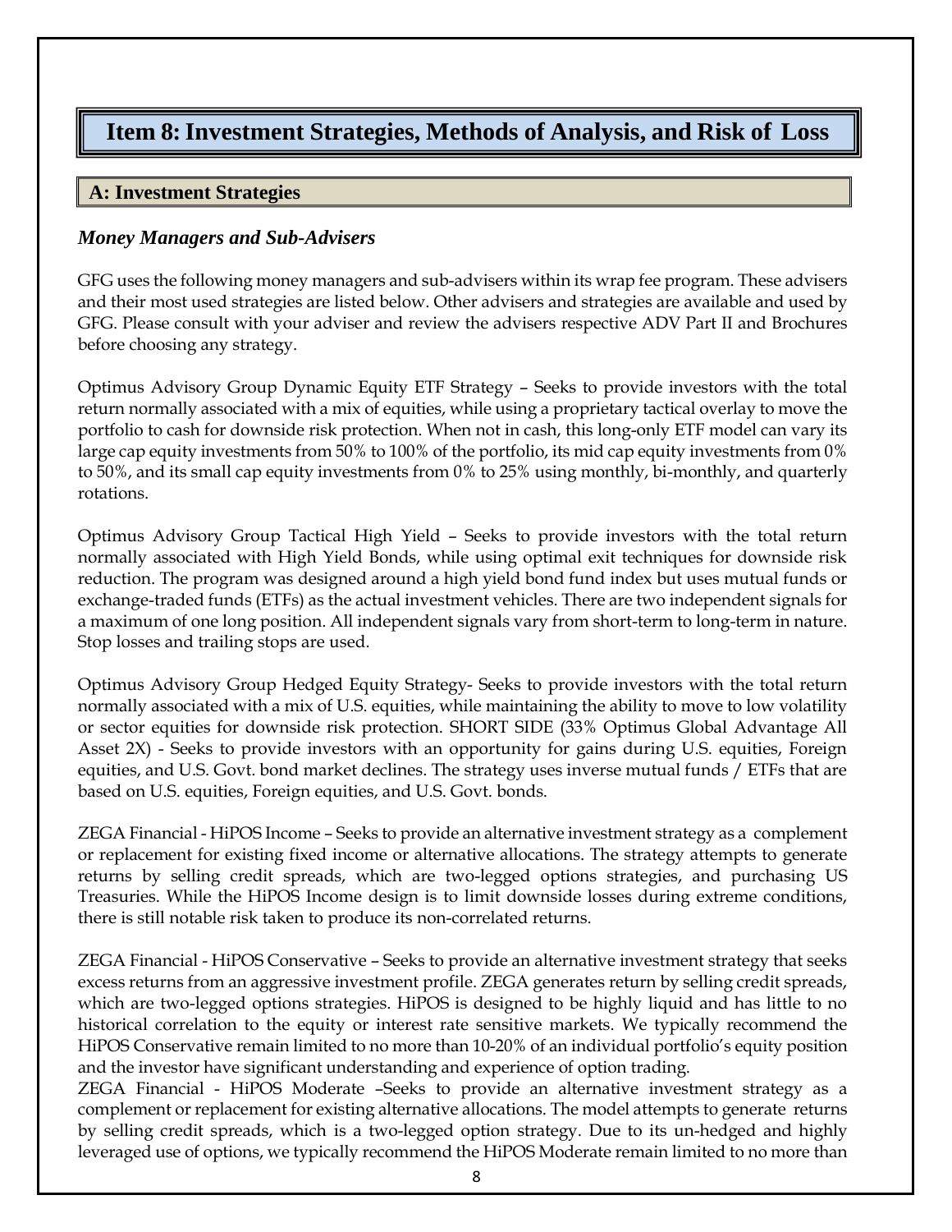# Item 8: Investment Strategies, Methods of Analysis, and Risk of Loss

## A: Investment Strategies

### *Money Managers and Sub-Advisers*

GFG uses the following money managers and sub-advisers within its wrap fee program. These advisers and their most used strategies are listed below. Other advisers and strategies are available and used by GFG. Please consult with your adviser and review the advisers respective ADV Part II and Brochures before choosing any strategy.

Optimus Advisory Group Dynamic Equity ETF Strategy – Seeks to provide investors with the total return normally associated with a mix of equities, while using a proprietary tactical overlay to move the portfolio to cash for downside risk protection. When not in cash, this long-only ETF model can vary its large cap equity investments from 50% to 100% of the portfolio, its mid cap equity investments from 0% to 50%, and its small cap equity investments from 0% to 25% using monthly, bi-monthly, and quarterly rotations.

Optimus Advisory Group Tactical High Yield – Seeks to provide investors with the total return normally associated with High Yield Bonds, while using optimal exit techniques for downside risk reduction. The program was designed around a high yield bond fund index but uses mutual funds or exchange-traded funds (ETFs) as the actual investment vehicles. There are two independent signals for a maximum of one long position. All independent signals vary from short-term to long-term in nature. Stop losses and trailing stops are used.

Optimus Advisory Group Hedged Equity Strategy- Seeks to provide investors with the total return normally associated with a mix of U.S. equities, while maintaining the ability to move to low volatility or sector equities for downside risk protection. SHORT SIDE (33% Optimus Global Advantage All Asset 2X) - Seeks to provide investors with an opportunity for gains during U.S. equities, Foreign equities, and U.S. Govt. bond market declines. The strategy uses inverse mutual funds / ETFs that are based on U.S. equities, Foreign equities, and U.S. Govt. bonds.

ZEGA Financial - HiPOS Income – Seeks to provide an alternative investment strategy as a complement or replacement for existing fixed income or alternative allocations. The strategy attempts to generate returns by selling credit spreads, which are two-legged options strategies, and purchasing US Treasuries. While the HiPOS Income design is to limit downside losses during extreme conditions, there is still notable risk taken to produce its non-correlated returns.

ZEGA Financial - HiPOS Conservative – Seeks to provide an alternative investment strategy that seeks excess returns from an aggressive investment profile. ZEGA generates return by selling credit spreads, which are two-legged options strategies. HiPOS is designed to be highly liquid and has little to no historical correlation to the equity or interest rate sensitive markets. We typically recommend the HiPOS Conservative remain limited to no more than 10-20% of an individual portfolio's equity position and the investor have significant understanding and experience of option trading.

ZEGA Financial - HiPOS Moderate –Seeks to provide an alternative investment strategy as a complement or replacement for existing alternative allocations. The model attempts to generate returns by selling credit spreads, which is a two-legged option strategy. Due to its un-hedged and highly leveraged use of options, we typically recommend the HiPOS Moderate remain limited to no more than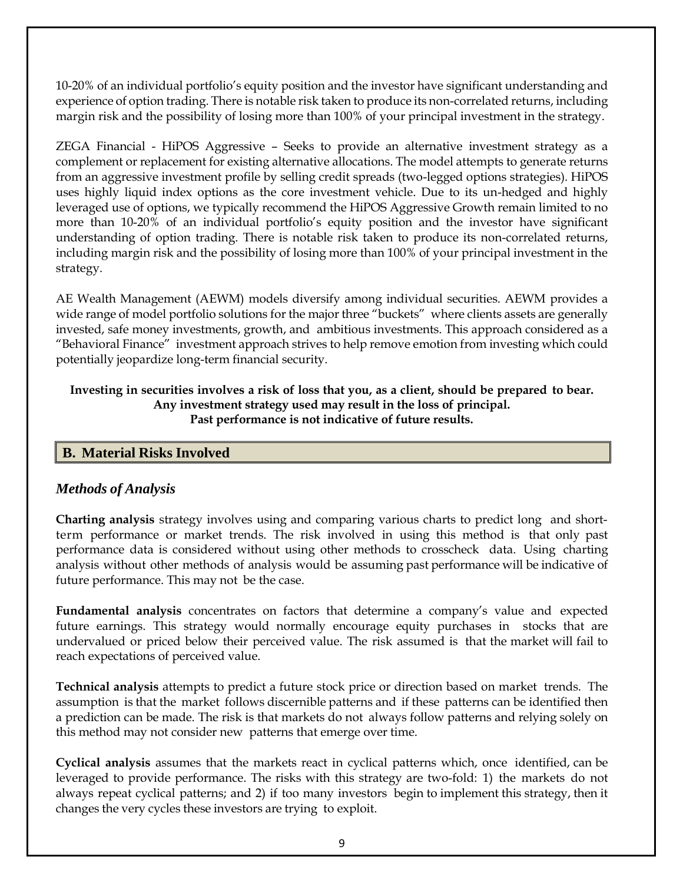10-20% of an individual portfolio's equity position and the investor have significant understanding and experience of option trading. There is notable risk taken to produce its non-correlated returns, including margin risk and the possibility of losing more than 100% of your principal investment in the strategy.

ZEGA Financial - HiPOS Aggressive – Seeks to provide an alternative investment strategy as a complement or replacement for existing alternative allocations. The model attempts to generate returns from an aggressive investment profile by selling credit spreads (two-legged options strategies). HiPOS uses highly liquid index options as the core investment vehicle. Due to its un-hedged and highly leveraged use of options, we typically recommend the HiPOS Aggressive Growth remain limited to no more than 10-20% of an individual portfolio's equity position and the investor have significant understanding of option trading. There is notable risk taken to produce its non-correlated returns, including margin risk and the possibility of losing more than 100% of your principal investment in the strategy.

AE Wealth Management (AEWM) models diversify among individual securities. AEWM provides a wide range of model portfolio solutions for the major three "buckets" where clients assets are generally invested, safe money investments, growth, and ambitious investments. This approach considered as a "Behavioral Finance" investment approach strives to help remove emotion from investing which could potentially jeopardize long-term financial security.

**Investing in securities involves a risk of loss that you, as a client, should be prepared to bear. Any investment strategy used may result in the loss of principal. Past performance is not indicative of future results.**

## B. Material Risks Involved

### *Methods of Analysis*

**Charting analysis** strategy involves using and comparing various charts to predict long and short-term performance or market trends. The risk involved in using this method is that only past performance data is considered without using other methods to crosscheck data. Using charting analysis without other methods of analysis would be assuming past performance will be indicative of future performance. This may not be the case.

**Fundamental analysis** concentrates on factors that determine a company's value and expected future earnings. This strategy would normally encourage equity purchases in stocks that are undervalued or priced below their perceived value. The risk assumed is that the market will fail to reach expectations of perceived value.

**Technical analysis** attempts to predict a future stock price or direction based on market trends. The assumption is that the market follows discernible patterns and if these patterns can be identified then a prediction can be made. The risk is that markets do not always follow patterns and relying solely on this method may not consider new patterns that emerge over time.

**Cyclical analysis** assumes that the markets react in cyclical patterns which, once identified, can be leveraged to provide performance. The risks with this strategy are two-fold: 1) the markets do not always repeat cyclical patterns; and 2) if too many investors begin to implement this strategy, then it changes the very cycles these investors are trying to exploit.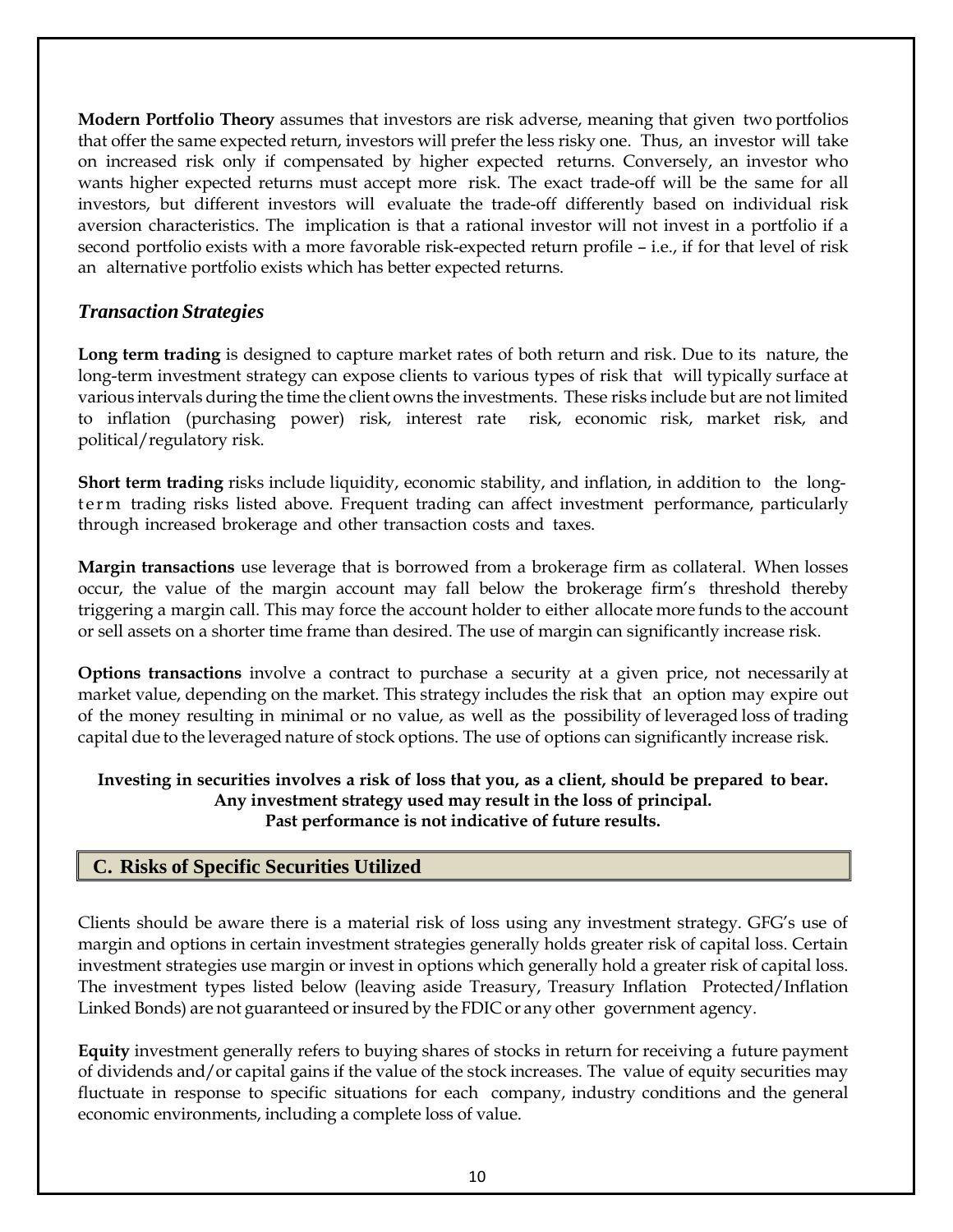**Modern Portfolio Theory** assumes that investors are risk adverse, meaning that given two portfolios that offer the same expected return, investors will prefer the less risky one. Thus, an investor will take on increased risk only if compensated by higher expected returns. Conversely, an investor who wants higher expected returns must accept more risk. The exact trade-off will be the same for all investors, but different investors will evaluate the trade-off differently based on individual risk aversion characteristics. The implication is that a rational investor will not invest in a portfolio if a second portfolio exists with a more favorable risk-expected return profile – i.e., if for that level of risk an alternative portfolio exists which has better expected returns.

### *Transaction Strategies*

**Long term trading** is designed to capture market rates of both return and risk. Due to its nature, the long-term investment strategy can expose clients to various types of risk that will typically surface at various intervals during the time the client owns the investments. These risks include but are not limited to inflation (purchasing power) risk, interest rate risk, economic risk, market risk, and political/regulatory risk.

**Short term trading** risks include liquidity, economic stability, and inflation, in addition to the long-term trading risks listed above. Frequent trading can affect investment performance, particularly through increased brokerage and other transaction costs and taxes.

**Margin transactions** use leverage that is borrowed from a brokerage firm as collateral. When losses occur, the value of the margin account may fall below the brokerage firm's threshold thereby triggering a margin call. This may force the account holder to either allocate more funds to the account or sell assets on a shorter time frame than desired. The use of margin can significantly increase risk.

**Options transactions** involve a contract to purchase a security at a given price, not necessarily at market value, depending on the market. This strategy includes the risk that an option may expire out of the money resulting in minimal or no value, as well as the possibility of leveraged loss of trading capital due to the leveraged nature of stock options. The use of options can significantly increase risk.

**Investing in securities involves a risk of loss that you, as a client, should be prepared to bear. Any investment strategy used may result in the loss of principal. Past performance is not indicative of future results.**

## C. Risks of Specific Securities Utilized

Clients should be aware there is a material risk of loss using any investment strategy. GFG's use of margin and options in certain investment strategies generally holds greater risk of capital loss. Certain investment strategies use margin or invest in options which generally hold a greater risk of capital loss. The investment types listed below (leaving aside Treasury, Treasury Inflation Protected/Inflation Linked Bonds) are not guaranteed or insured by the FDIC or any other government agency.

**Equity** investment generally refers to buying shares of stocks in return for receiving a future payment of dividends and/or capital gains if the value of the stock increases. The value of equity securities may fluctuate in response to specific situations for each company, industry conditions and the general economic environments, including a complete loss of value.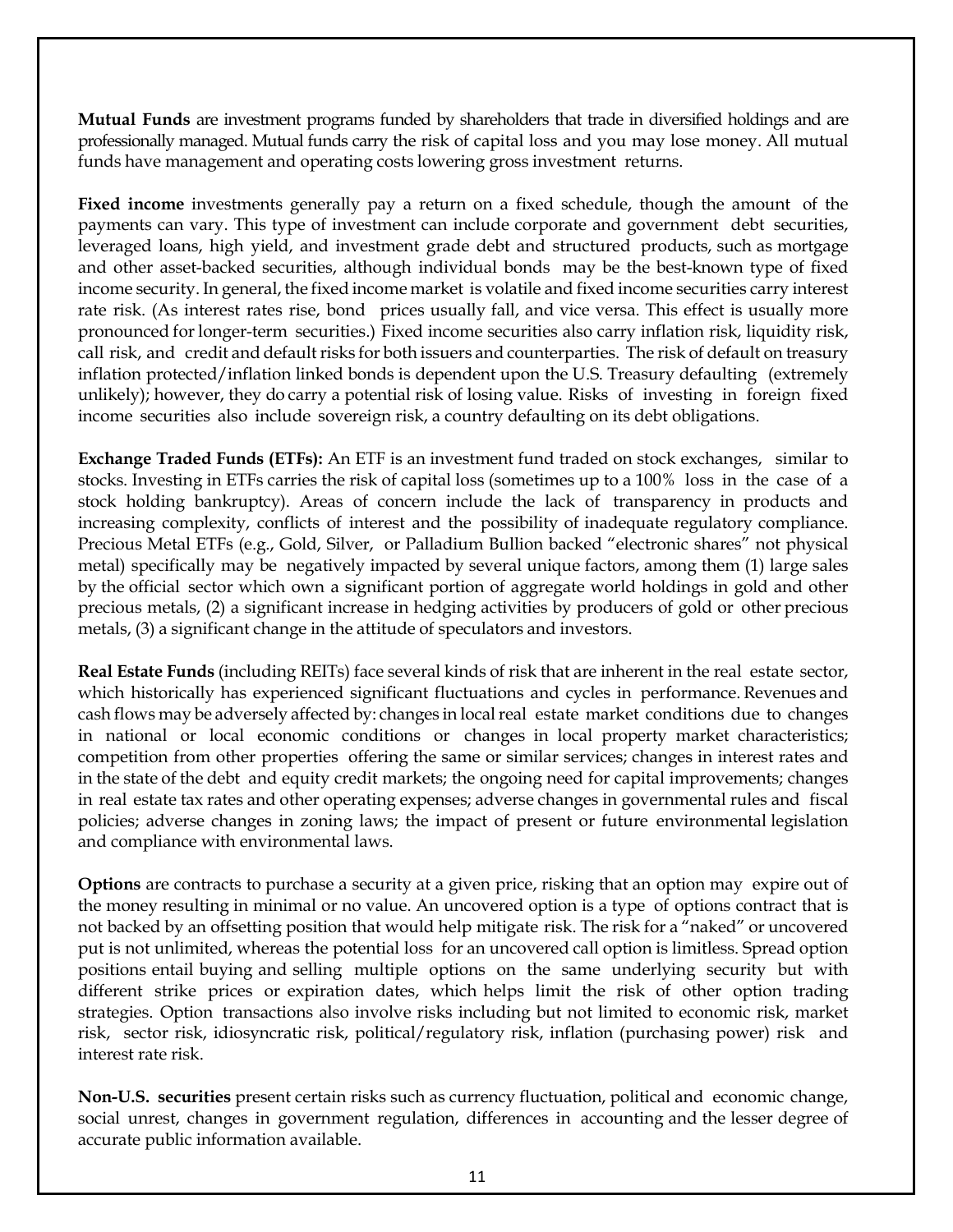**Mutual Funds** are investment programs funded by shareholders that trade in diversified holdings and are professionally managed. Mutual funds carry the risk of capital loss and you may lose money. All mutual funds have management and operating costs lowering gross investment returns.

**Fixed income** investments generally pay a return on a fixed schedule, though the amount of the payments can vary. This type of investment can include corporate and government debt securities, leveraged loans, high yield, and investment grade debt and structured products, such as mortgage and other asset-backed securities, although individual bonds may be the best-known type of fixed income security. In general, the fixed income market is volatile and fixed income securities carry interest rate risk. (As interest rates rise, bond prices usually fall, and vice versa. This effect is usually more pronounced for longer-term securities.) Fixed income securities also carry inflation risk, liquidity risk, call risk, and credit and default risks for both issuers and counterparties. The risk of default on treasury inflation protected/inflation linked bonds is dependent upon the U.S. Treasury defaulting (extremely unlikely); however, they do carry a potential risk of losing value. Risks of investing in foreign fixed income securities also include sovereign risk, a country defaulting on its debt obligations.

**Exchange Traded Funds (ETFs):** An ETF is an investment fund traded on stock exchanges, similar to stocks. Investing in ETFs carries the risk of capital loss (sometimes up to a 100% loss in the case of a stock holding bankruptcy). Areas of concern include the lack of transparency in products and increasing complexity, conflicts of interest and the possibility of inadequate regulatory compliance. Precious Metal ETFs (e.g., Gold, Silver, or Palladium Bullion backed "electronic shares" not physical metal) specifically may be negatively impacted by several unique factors, among them (1) large sales by the official sector which own a significant portion of aggregate world holdings in gold and other precious metals, (2) a significant increase in hedging activities by producers of gold or other precious metals, (3) a significant change in the attitude of speculators and investors.

**Real Estate Funds** (including REITs) face several kinds of risk that are inherent in the real estate sector, which historically has experienced significant fluctuations and cycles in performance. Revenues and cash flows may be adversely affected by: changes in local real estate market conditions due to changes in national or local economic conditions or changes in local property market characteristics; competition from other properties offering the same or similar services; changes in interest rates and in the state of the debt and equity credit markets; the ongoing need for capital improvements; changes in real estate tax rates and other operating expenses; adverse changes in governmental rules and fiscal policies; adverse changes in zoning laws; the impact of present or future environmental legislation and compliance with environmental laws.

**Options** are contracts to purchase a security at a given price, risking that an option may expire out of the money resulting in minimal or no value. An uncovered option is a type of options contract that is not backed by an offsetting position that would help mitigate risk. The risk for a "naked" or uncovered put is not unlimited, whereas the potential loss for an uncovered call option is limitless. Spread option positions entail buying and selling multiple options on the same underlying security but with different strike prices or expiration dates, which helps limit the risk of other option trading strategies. Option transactions also involve risks including but not limited to economic risk, market risk, sector risk, idiosyncratic risk, political/regulatory risk, inflation (purchasing power) risk and interest rate risk.

**Non-U.S. securities** present certain risks such as currency fluctuation, political and economic change, social unrest, changes in government regulation, differences in accounting and the lesser degree of accurate public information available.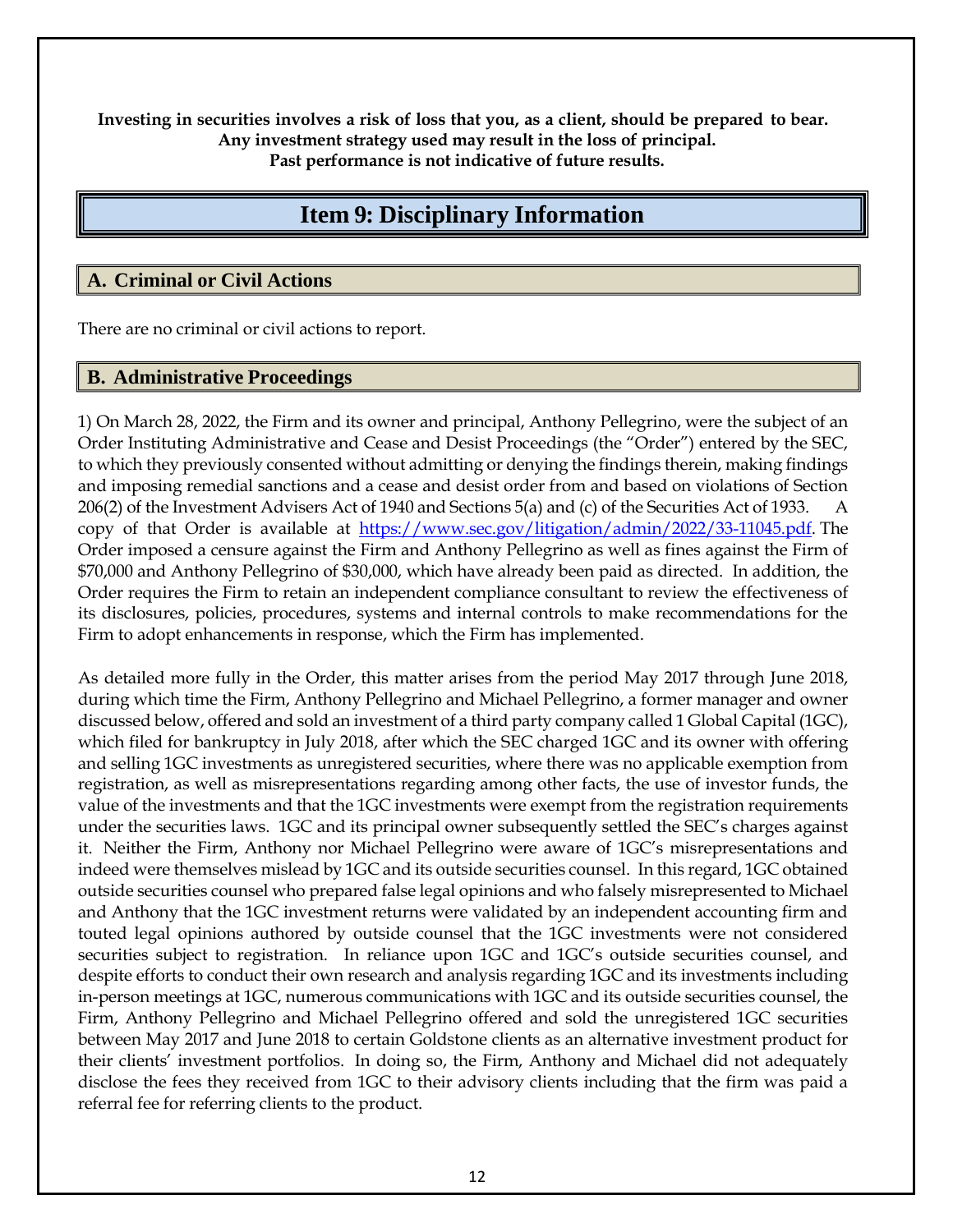**Investing in securities involves a risk of loss that you, as a client, should be prepared to bear. Any investment strategy used may result in the loss of principal. Past performance is not indicative of future results.**

# Item 9: Disciplinary Information

## A. Criminal or Civil Actions

There are no criminal or civil actions to report.

## B. Administrative Proceedings

1) On March 28, 2022, the Firm and its owner and principal, Anthony Pellegrino, were the subject of an Order Instituting Administrative and Cease and Desist Proceedings (the "Order") entered by the SEC, to which they previously consented without admitting or denying the findings therein, making findings and imposing remedial sanctions and a cease and desist order from and based on violations of Section 206(2) of the Investment Advisers Act of 1940 and Sections 5(a) and (c) of the Securities Act of 1933. A copy of that Order is available at https://www.sec.gov/litigation/admin/2022/33-11045.pdf. The Order imposed a censure against the Firm and Anthony Pellegrino as well as fines against the Firm of $70,000 and Anthony Pellegrino of $30,000, which have already been paid as directed. In addition, the Order requires the Firm to retain an independent compliance consultant to review the effectiveness of its disclosures, policies, procedures, systems and internal controls to make recommendations for the Firm to adopt enhancements in response, which the Firm has implemented.

As detailed more fully in the Order, this matter arises from the period May 2017 through June 2018, during which time the Firm, Anthony Pellegrino and Michael Pellegrino, a former manager and owner discussed below, offered and sold an investment of a third party company called 1 Global Capital (1GC), which filed for bankruptcy in July 2018, after which the SEC charged 1GC and its owner with offering and selling 1GC investments as unregistered securities, where there was no applicable exemption from registration, as well as misrepresentations regarding among other facts, the use of investor funds, the value of the investments and that the 1GC investments were exempt from the registration requirements under the securities laws. 1GC and its principal owner subsequently settled the SEC's charges against it. Neither the Firm, Anthony nor Michael Pellegrino were aware of 1GC's misrepresentations and indeed were themselves mislead by 1GC and its outside securities counsel. In this regard, 1GC obtained outside securities counsel who prepared false legal opinions and who falsely misrepresented to Michael and Anthony that the 1GC investment returns were validated by an independent accounting firm and touted legal opinions authored by outside counsel that the 1GC investments were not considered securities subject to registration. In reliance upon 1GC and 1GC's outside securities counsel, and despite efforts to conduct their own research and analysis regarding 1GC and its investments including in-person meetings at 1GC, numerous communications with 1GC and its outside securities counsel, the Firm, Anthony Pellegrino and Michael Pellegrino offered and sold the unregistered 1GC securities between May 2017 and June 2018 to certain Goldstone clients as an alternative investment product for their clients' investment portfolios. In doing so, the Firm, Anthony and Michael did not adequately disclose the fees they received from 1GC to their advisory clients including that the firm was paid a referral fee for referring clients to the product.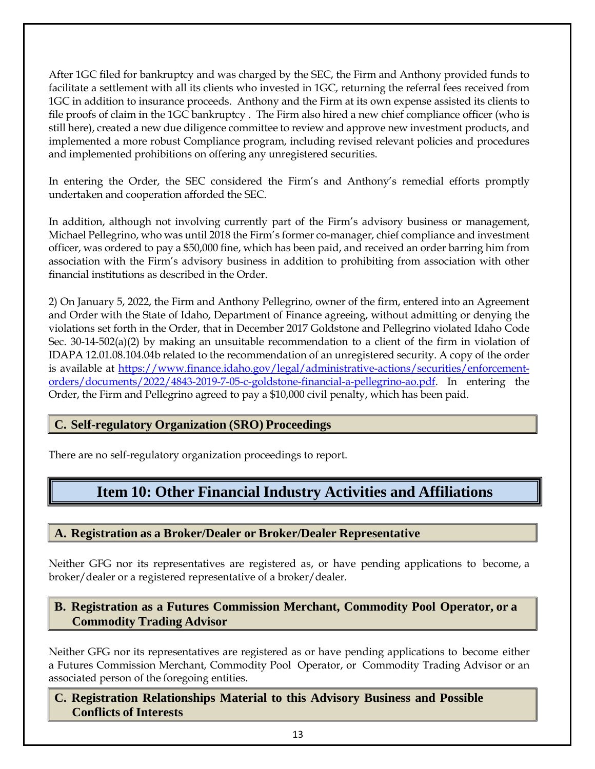After 1GC filed for bankruptcy and was charged by the SEC, the Firm and Anthony provided funds to facilitate a settlement with all its clients who invested in 1GC, returning the referral fees received from 1GC in addition to insurance proceeds. Anthony and the Firm at its own expense assisted its clients to file proofs of claim in the 1GC bankruptcy . The Firm also hired a new chief compliance officer (who is still here), created a new due diligence committee to review and approve new investment products, and implemented a more robust Compliance program, including revised relevant policies and procedures and implemented prohibitions on offering any unregistered securities.

In entering the Order, the SEC considered the Firm's and Anthony's remedial efforts promptly undertaken and cooperation afforded the SEC.

In addition, although not involving currently part of the Firm's advisory business or management, Michael Pellegrino, who was until 2018 the Firm's former co-manager, chief compliance and investment officer, was ordered to pay a $50,000 fine, which has been paid, and received an order barring him from association with the Firm's advisory business in addition to prohibiting from association with other financial institutions as described in the Order.

2) On January 5, 2022, the Firm and Anthony Pellegrino, owner of the firm, entered into an Agreement and Order with the State of Idaho, Department of Finance agreeing, without admitting or denying the violations set forth in the Order, that in December 2017 Goldstone and Pellegrino violated Idaho Code Sec. 30-14-502(a)(2) by making an unsuitable recommendation to a client of the firm in violation of IDAPA 12.01.08.104.04b related to the recommendation of an unregistered security. A copy of the order is available at https://www.finance.idaho.gov/legal/administrative-actions/securities/enforcement-orders/documents/2022/4843-2019-7-05-c-goldstone-financial-a-pellegrino-ao.pdf. In entering the Order, the Firm and Pellegrino agreed to pay a $10,000 civil penalty, which has been paid.

### C. Self-regulatory Organization (SRO) Proceedings

There are no self-regulatory organization proceedings to report.

## Item 10: Other Financial Industry Activities and Affiliations

### A. Registration as a Broker/Dealer or Broker/Dealer Representative

Neither GFG nor its representatives are registered as, or have pending applications to become, a broker/dealer or a registered representative of a broker/dealer.

### B. Registration as a Futures Commission Merchant, Commodity Pool Operator, or a Commodity Trading Advisor

Neither GFG nor its representatives are registered as or have pending applications to become either a Futures Commission Merchant, Commodity Pool Operator, or Commodity Trading Advisor or an associated person of the foregoing entities.

### C. Registration Relationships Material to this Advisory Business and Possible Conflicts of Interests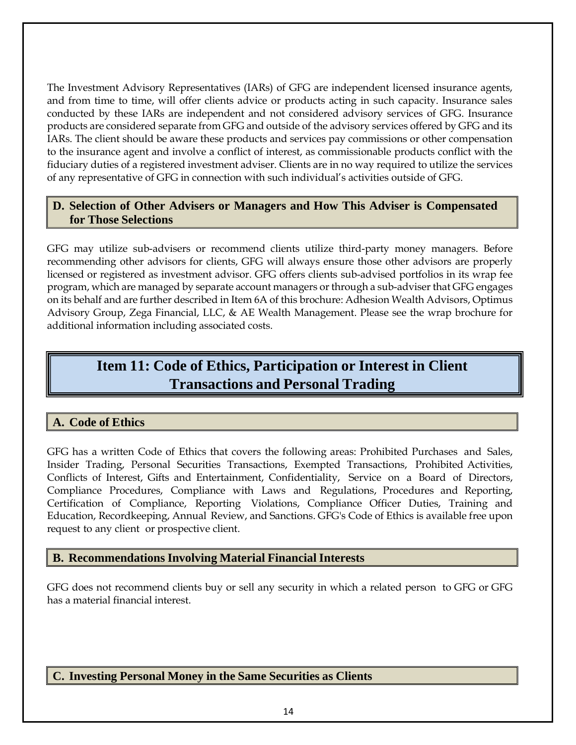The Investment Advisory Representatives (IARs) of GFG are independent licensed insurance agents, and from time to time, will offer clients advice or products acting in such capacity. Insurance sales conducted by these IARs are independent and not considered advisory services of GFG. Insurance products are considered separate from GFG and outside of the advisory services offered by GFG and its IARs. The client should be aware these products and services pay commissions or other compensation to the insurance agent and involve a conflict of interest, as commissionable products conflict with the fiduciary duties of a registered investment adviser. Clients are in no way required to utilize the services of any representative of GFG in connection with such individual's activities outside of GFG.

### D. Selection of Other Advisers or Managers and How This Adviser is Compensated for Those Selections

GFG may utilize sub-advisers or recommend clients utilize third-party money managers. Before recommending other advisors for clients, GFG will always ensure those other advisors are properly licensed or registered as investment advisor. GFG offers clients sub-advised portfolios in its wrap fee program, which are managed by separate account managers or through a sub-adviser that GFG engages on its behalf and are further described in Item 6A of this brochure: Adhesion Wealth Advisors, Optimus Advisory Group, Zega Financial, LLC, & AE Wealth Management. Please see the wrap brochure for additional information including associated costs.

## Item 11: Code of Ethics, Participation or Interest in Client Transactions and Personal Trading

### A. Code of Ethics

GFG has a written Code of Ethics that covers the following areas: Prohibited Purchases and Sales, Insider Trading, Personal Securities Transactions, Exempted Transactions, Prohibited Activities, Conflicts of Interest, Gifts and Entertainment, Confidentiality, Service on a Board of Directors, Compliance Procedures, Compliance with Laws and Regulations, Procedures and Reporting, Certification of Compliance, Reporting Violations, Compliance Officer Duties, Training and Education, Recordkeeping, Annual Review, and Sanctions. GFG's Code of Ethics is available free upon request to any client or prospective client.

### B. Recommendations Involving Material Financial Interests

GFG does not recommend clients buy or sell any security in which a related person to GFG or GFG has a material financial interest.

### C. Investing Personal Money in the Same Securities as Clients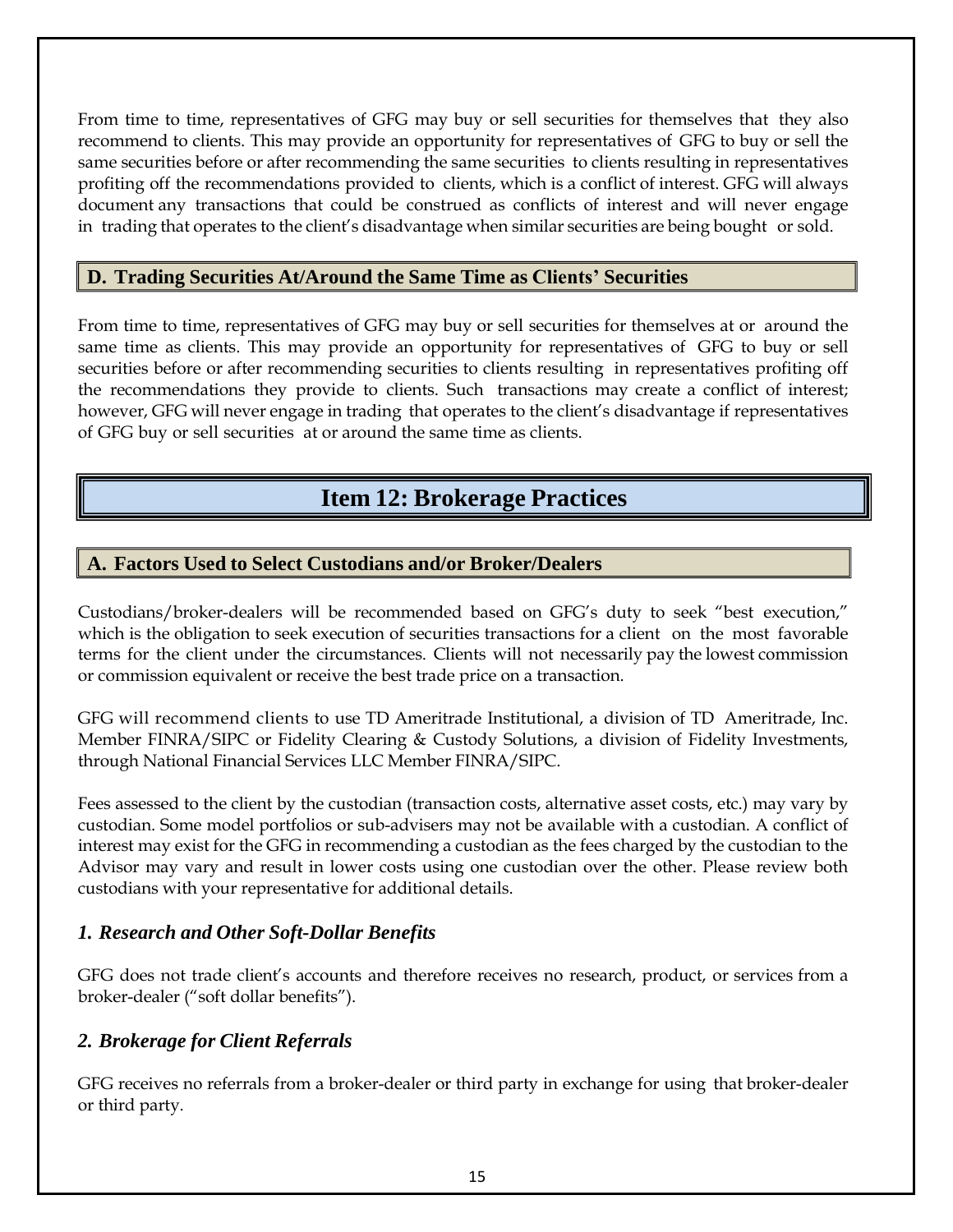From time to time, representatives of GFG may buy or sell securities for themselves that they also recommend to clients. This may provide an opportunity for representatives of GFG to buy or sell the same securities before or after recommending the same securities to clients resulting in representatives profiting off the recommendations provided to clients, which is a conflict of interest. GFG will always document any transactions that could be construed as conflicts of interest and will never engage in trading that operates to the client's disadvantage when similar securities are being bought or sold.

### D. Trading Securities At/Around the Same Time as Clients' Securities

From time to time, representatives of GFG may buy or sell securities for themselves at or around the same time as clients. This may provide an opportunity for representatives of GFG to buy or sell securities before or after recommending securities to clients resulting in representatives profiting off the recommendations they provide to clients. Such transactions may create a conflict of interest; however, GFG will never engage in trading that operates to the client's disadvantage if representatives of GFG buy or sell securities at or around the same time as clients.

## Item 12: Brokerage Practices

### A. Factors Used to Select Custodians and/or Broker/Dealers

Custodians/broker-dealers will be recommended based on GFG's duty to seek "best execution," which is the obligation to seek execution of securities transactions for a client on the most favorable terms for the client under the circumstances. Clients will not necessarily pay the lowest commission or commission equivalent or receive the best trade price on a transaction.

GFG will recommend clients to use TD Ameritrade Institutional, a division of TD Ameritrade, Inc. Member FINRA/SIPC or Fidelity Clearing & Custody Solutions, a division of Fidelity Investments, through National Financial Services LLC Member FINRA/SIPC.

Fees assessed to the client by the custodian (transaction costs, alternative asset costs, etc.) may vary by custodian. Some model portfolios or sub-advisers may not be available with a custodian. A conflict of interest may exist for the GFG in recommending a custodian as the fees charged by the custodian to the Advisor may vary and result in lower costs using one custodian over the other. Please review both custodians with your representative for additional details.

#### *1. Research and Other Soft-Dollar Benefits*

GFG does not trade client's accounts and therefore receives no research, product, or services from a broker-dealer ("soft dollar benefits").

#### *2. Brokerage for Client Referrals*

GFG receives no referrals from a broker-dealer or third party in exchange for using that broker-dealer or third party.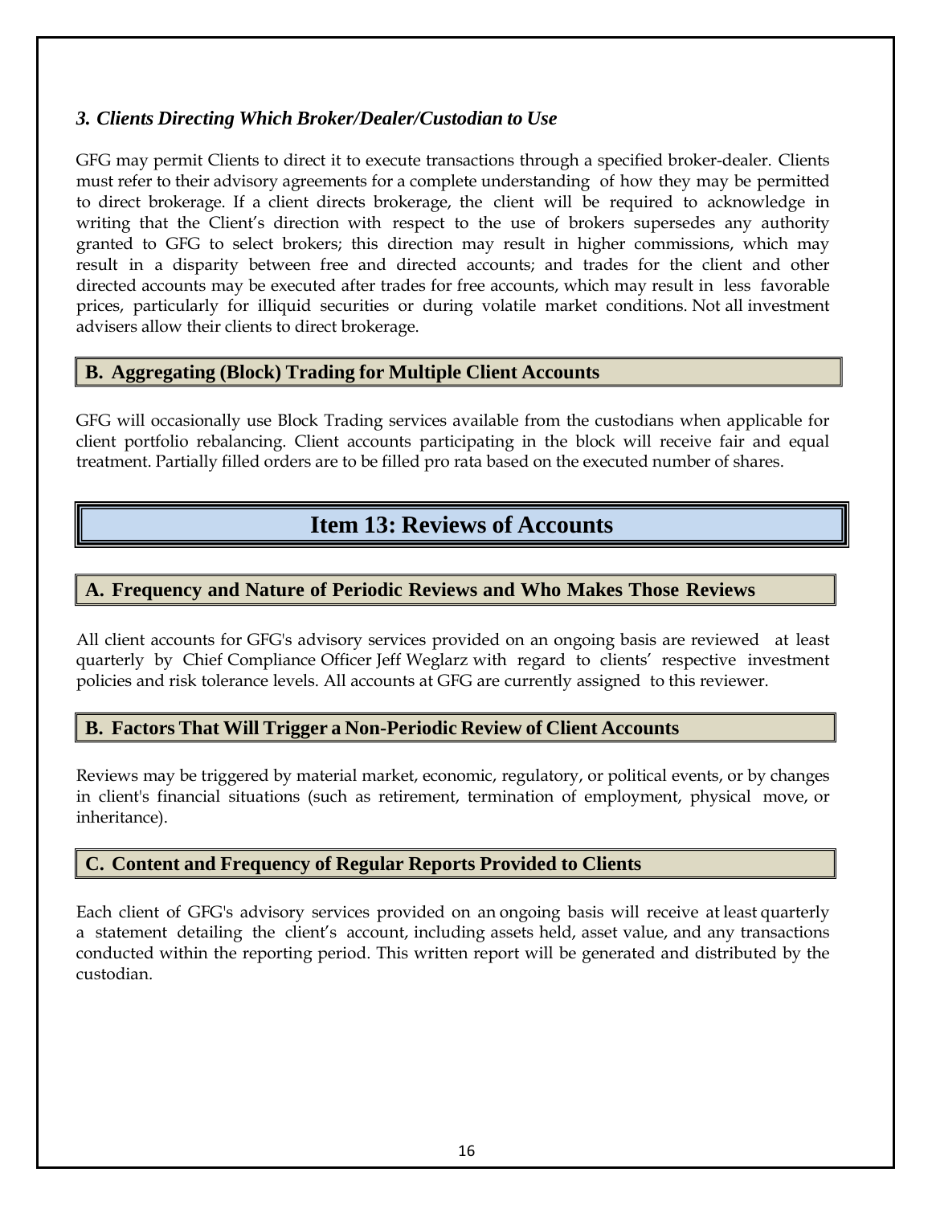### *3. Clients Directing Which Broker/Dealer/Custodian to Use*

GFG may permit Clients to direct it to execute transactions through a specified broker-dealer. Clients must refer to their advisory agreements for a complete understanding of how they may be permitted to direct brokerage. If a client directs brokerage, the client will be required to acknowledge in writing that the Client's direction with respect to the use of brokers supersedes any authority granted to GFG to select brokers; this direction may result in higher commissions, which may result in a disparity between free and directed accounts; and trades for the client and other directed accounts may be executed after trades for free accounts, which may result in less favorable prices, particularly for illiquid securities or during volatile market conditions. Not all investment advisers allow their clients to direct brokerage.

## B. Aggregating (Block) Trading for Multiple Client Accounts

GFG will occasionally use Block Trading services available from the custodians when applicable for client portfolio rebalancing. Client accounts participating in the block will receive fair and equal treatment. Partially filled orders are to be filled pro rata based on the executed number of shares.

# Item 13: Reviews of Accounts

## A. Frequency and Nature of Periodic Reviews and Who Makes Those Reviews

All client accounts for GFG's advisory services provided on an ongoing basis are reviewed at least quarterly by Chief Compliance Officer Jeff Weglarz with regard to clients' respective investment policies and risk tolerance levels. All accounts at GFG are currently assigned to this reviewer.

## B. Factors That Will Trigger a Non-Periodic Review of Client Accounts

Reviews may be triggered by material market, economic, regulatory, or political events, or by changes in client's financial situations (such as retirement, termination of employment, physical move, or inheritance).

## C. Content and Frequency of Regular Reports Provided to Clients

Each client of GFG's advisory services provided on an ongoing basis will receive at least quarterly a statement detailing the client's account, including assets held, asset value, and any transactions conducted within the reporting period. This written report will be generated and distributed by the custodian.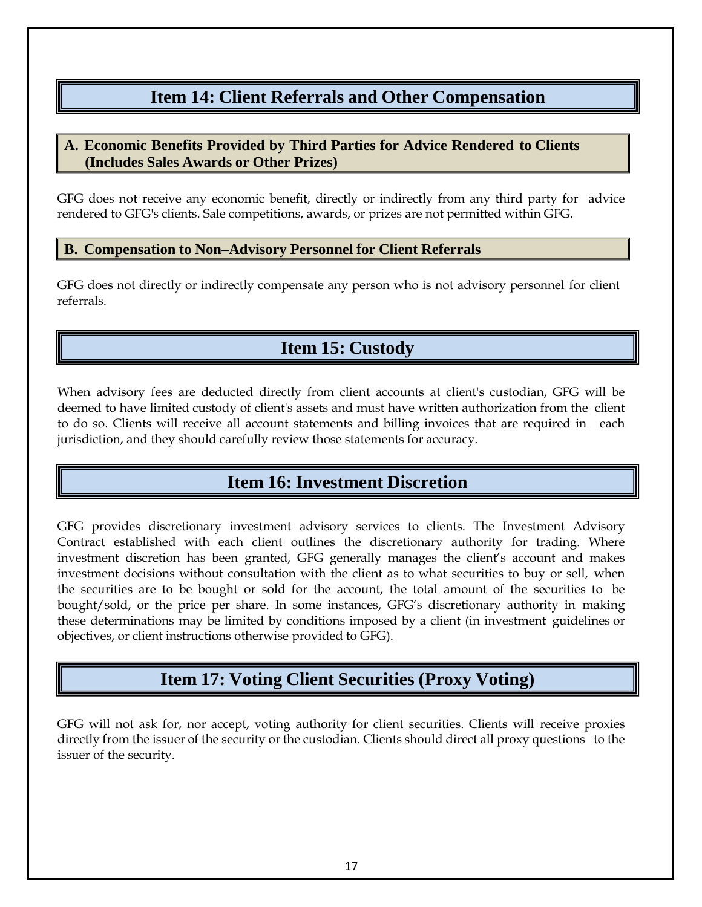## Item 14: Client Referrals and Other Compensation

### A. Economic Benefits Provided by Third Parties for Advice Rendered to Clients (Includes Sales Awards or Other Prizes)

GFG does not receive any economic benefit, directly or indirectly from any third party for advice rendered to GFG's clients. Sale competitions, awards, or prizes are not permitted within GFG.

### B. Compensation to Non–Advisory Personnel for Client Referrals

GFG does not directly or indirectly compensate any person who is not advisory personnel for client referrals.

## Item 15: Custody

When advisory fees are deducted directly from client accounts at client's custodian, GFG will be deemed to have limited custody of client's assets and must have written authorization from the client to do so. Clients will receive all account statements and billing invoices that are required in each jurisdiction, and they should carefully review those statements for accuracy.

## Item 16: Investment Discretion

GFG provides discretionary investment advisory services to clients. The Investment Advisory Contract established with each client outlines the discretionary authority for trading. Where investment discretion has been granted, GFG generally manages the client's account and makes investment decisions without consultation with the client as to what securities to buy or sell, when the securities are to be bought or sold for the account, the total amount of the securities to be bought/sold, or the price per share. In some instances, GFG's discretionary authority in making these determinations may be limited by conditions imposed by a client (in investment guidelines or objectives, or client instructions otherwise provided to GFG).

## Item 17: Voting Client Securities (Proxy Voting)

GFG will not ask for, nor accept, voting authority for client securities. Clients will receive proxies directly from the issuer of the security or the custodian. Clients should direct all proxy questions to the issuer of the security.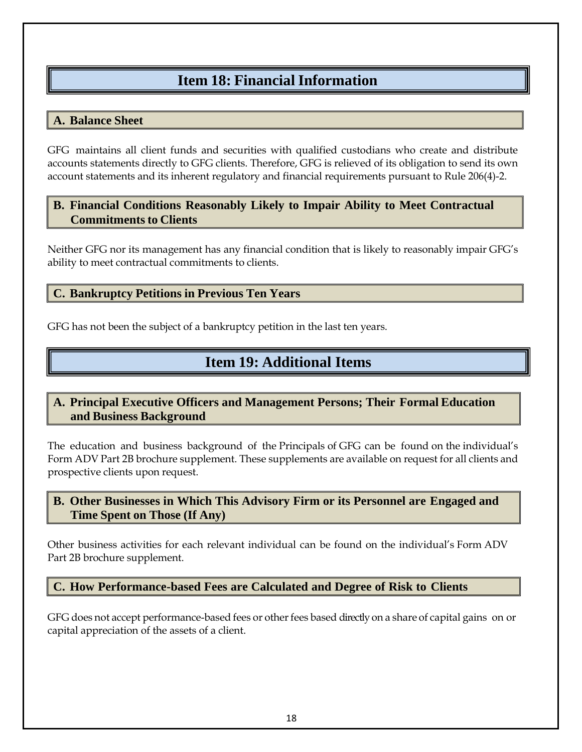# Item 18: Financial Information

## A. Balance Sheet

GFG maintains all client funds and securities with qualified custodians who create and distribute accounts statements directly to GFG clients. Therefore, GFG is relieved of its obligation to send its own account statements and its inherent regulatory and financial requirements pursuant to Rule 206(4)-2.

## B. Financial Conditions Reasonably Likely to Impair Ability to Meet Contractual Commitments to Clients

Neither GFG nor its management has any financial condition that is likely to reasonably impair GFG's ability to meet contractual commitments to clients.

## C. Bankruptcy Petitions in Previous Ten Years

GFG has not been the subject of a bankruptcy petition in the last ten years.

# Item 19: Additional Items

## A. Principal Executive Officers and Management Persons; Their Formal Education and Business Background

The education and business background of the Principals of GFG can be found on the individual's Form ADV Part 2B brochure supplement. These supplements are available on request for all clients and prospective clients upon request.

## B. Other Businesses in Which This Advisory Firm or its Personnel are Engaged and Time Spent on Those (If Any)

Other business activities for each relevant individual can be found on the individual's Form ADV Part 2B brochure supplement.

## C. How Performance-based Fees are Calculated and Degree of Risk to Clients

GFG does not accept performance-based fees or other fees based directly on a share of capital gains on or capital appreciation of the assets of a client.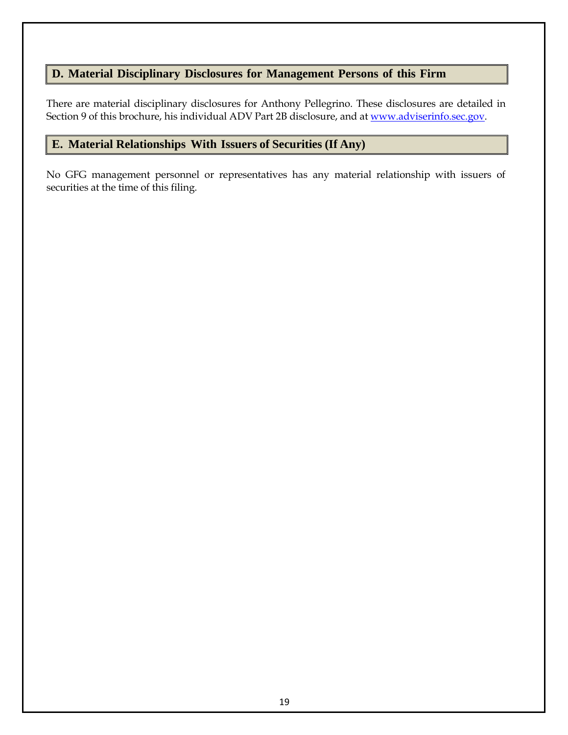## D. Material Disciplinary Disclosures for Management Persons of this Firm

There are material disciplinary disclosures for Anthony Pellegrino. These disclosures are detailed in Section 9 of this brochure, his individual ADV Part 2B disclosure, and at [www.adviserinfo.sec.gov](http://www.adviserinfo.sec.gov).

## E. Material Relationships With Issuers of Securities (If Any)

No GFG management personnel or representatives has any material relationship with issuers of securities at the time of this filing.